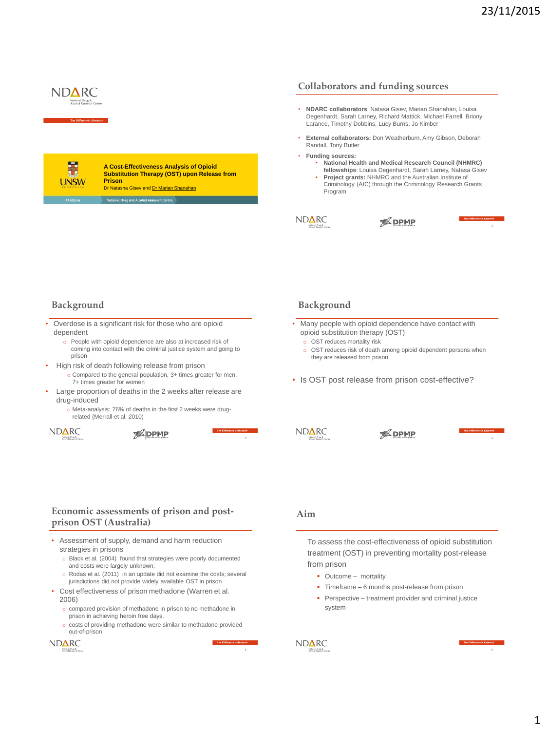# A Cost-Effectiveness Analysis of Opioid Substitution Therapy (OST) upon Release from Prison

Dr Natasha Gisev and Dr Marian Shanahan

## Collaborators and funding sources

- **NDARC collaborators**: Natasa Gisev, Marian Shanahan, Louisa Degenhardt, Sarah Larney, Richard Mattick, Michael Farrell, Briony Larance, Timothy Dobbins, Lucy Burns, Jo Kimber
- **External collaborators:** Don Weatherburn, Amy Gibson, Deborah Randall, Tony Butler
- **Funding sources:**
  - **National Health and Medical Research Council (NHMRC) fellowships**: Louisa Degenhardt, Sarah Larney, Natasa Gisev
  - **Project grants:** NHMRC and the Australian Institute of Criminology (AIC) through the Criminology Research Grants Program

## Background

- Overdose is a significant risk for those who are opioid dependent
  - People with opioid dependence are also at increased risk of coming into contact with the criminal justice system and going to prison
- High risk of death following release from prison
  - Compared to the general population, 3+ times greater for men, 7+ times greater for women
- Large proportion of deaths in the 2 weeks after release are drug-induced
  - Meta-analysis: 76% of deaths in the first 2 weeks were drug-related (Merrall et al. 2010)

## Background

- Many people with opioid dependence have contact with opioid substitution therapy (OST)
  - OST reduces mortality risk
  - OST reduces risk of death among opioid dependent persons when they are released from prison
- Is OST post release from prison cost-effective?

## Economic assessments of prison and post-prison OST (Australia)

- Assessment of supply, demand and harm reduction strategies in prisons
  - Black et al. (2004) found that strategies were poorly documented and costs were largely unknown;
  - Rodas et al. (2011) in an update did not examine the costs; several jurisdictions did not provide widely available OST in prison
- Cost effectiveness of prison methadone (Warren et al. 2006)
  - compared provision of methadone in prison to no methadone in prison in achieving heroin free days.
  - costs of providing methadone were similar to methadone provided out-of-prison

## Aim

To assess the cost-effectiveness of opioid substitution treatment (OST) in preventing mortality post-release from prison

- Outcome – mortality
- Timeframe – 6 months post-release from prison
- Perspective – treatment provider and criminal justice system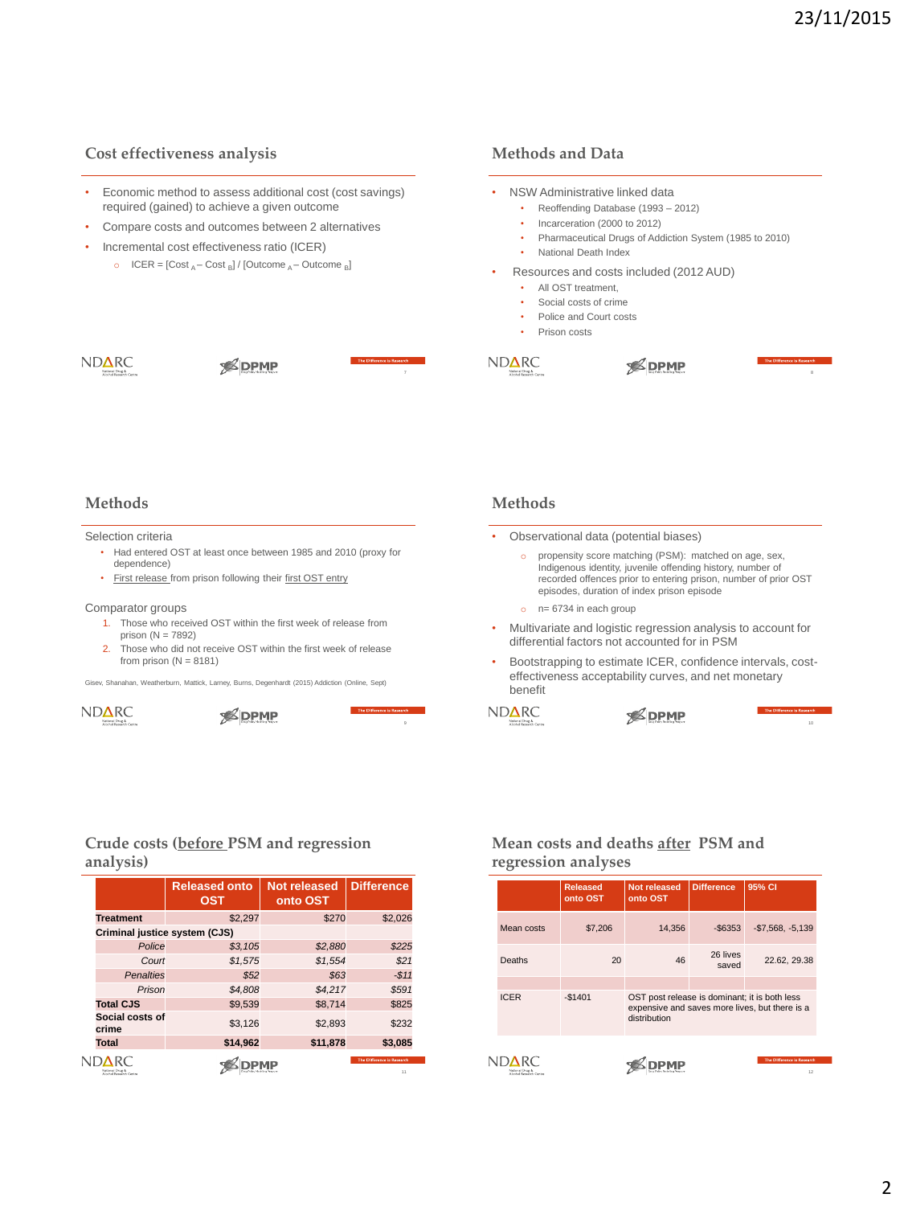## Cost effectiveness analysis

- Economic method to assess additional cost (cost savings) required (gained) to achieve a given outcome
- Compare costs and outcomes between 2 alternatives
- Incremental cost effectiveness ratio (ICER)
  - ICER = [Cost $_A$ – Cost $_B$] / [Outcome $_A$ – Outcome $_B$]

## Methods and Data

- NSW Administrative linked data
  - Reoffending Database (1993 – 2012)
  - Incarceration (2000 to 2012)
  - Pharmaceutical Drugs of Addiction System (1985 to 2010)
  - National Death Index
- Resources and costs included (2012 AUD)
  - All OST treatment,
  - Social costs of crime
  - Police and Court costs
  - Prison costs

## Methods

Selection criteria

- Had entered OST at least once between 1985 and 2010 (proxy for dependence)
- First release from prison following their first OST entry

Comparator groups

1. Those who received OST within the first week of release from prison (N = 7892)
2. Those who did not receive OST within the first week of release from prison (N = 8181)

Gisev, Shanahan, Weatherburn, Mattick, Larney, Burns, Degenhardt (2015) Addiction (Online, Sept)

## Methods

- Observational data (potential biases)
  - propensity score matching (PSM): matched on age, sex, Indigenous identity, juvenile offending history, number of recorded offences prior to entering prison, number of prior OST episodes, duration of index prison episode
  - n= 6734 in each group
- Multivariate and logistic regression analysis to account for differential factors not accounted for in PSM
- Bootstrapping to estimate ICER, confidence intervals, cost-effectiveness acceptability curves, and net monetary benefit

## Crude costs (before PSM and regression analysis)

| | Released onto OST | Not released onto OST | Difference |
|---|---|---|---|
| **Treatment** | $2,297 | $270 | $2,026 |
| **Criminal justice system (CJS)** | | | |
| *Police* | *$3,105* | *$2,880* | *$225* |
| *Court* | *$1,575* | *$1,554* | *$21* |
| *Penalties* | *$52* | *$63* | *-$11* |
| *Prison* | *$4,808* | *$4,217* | *$591* |
| **Total CJS** | $9,539 | $8,714 | $825 |
| **Social costs of crime** | $3,126 | $2,893 | $232 |
| **Total** | **$14,962** | **$11,878** | **$3,085** |

## Mean costs and deaths after PSM and regression analyses

| | Released onto OST | Not released onto OST | Difference | 95% CI |
|---|---|---|---|---|
| Mean costs | $7,206 | 14,356 | -$6353 | -$7,568, -5,139 |
| Deaths | 20 | 46 | 26 lives saved | 22.62, 29.38 |
| | | | | |
| ICER | -$1401 | OST post release is dominant; it is both less expensive and saves more lives, but there is a distribution | | |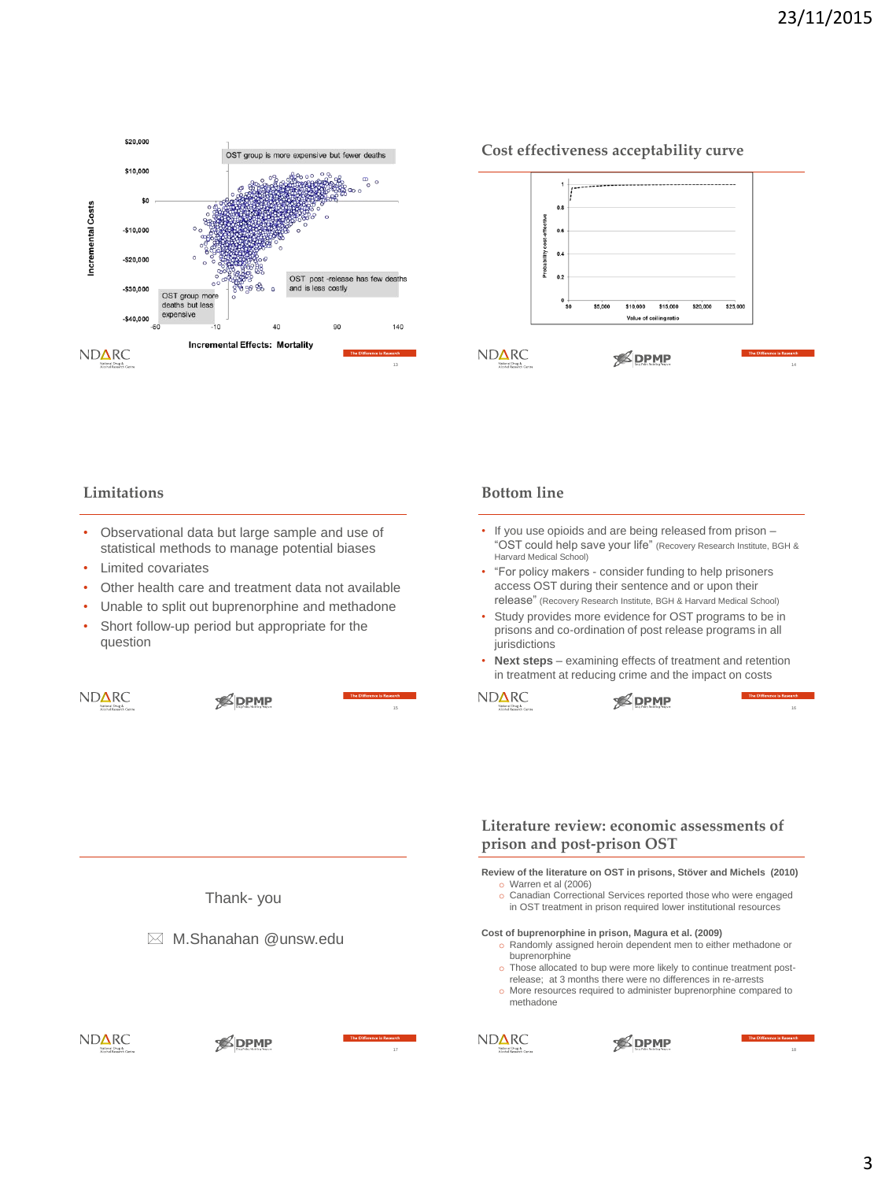$20,000

$10,000

$0

-$10,000

-$20,000

-$30,000

-$40,000

Incremental Costs

OST group is more expensive but fewer deaths

OST post -release has few deaths and is less costly

OST group more deaths but less expensive

-60 -10 40 90 140

Incremental Effects: Mortality

## Cost effectiveness acceptability curve

1

0.8

0.6

0.4

0.2

0

Probability cost-effective

$0 $5,000 $10,000 $15,000 $20,000 $25,000

Value of ceiling ratio

## Limitations

- Observational data but large sample and use of statistical methods to manage potential biases
- Limited covariates
- Other health care and treatment data not available
- Unable to split out buprenorphine and methadone
- Short follow-up period but appropriate for the question

## Bottom line

- If you use opioids and are being released from prison – "OST could help save your life" (Recovery Research Institute, BGH & Harvard Medical School)
- "For policy makers - consider funding to help prisoners access OST during their sentence and or upon their release" (Recovery Research Institute, BGH & Harvard Medical School)
- Study provides more evidence for OST programs to be in prisons and co-ordination of post release programs in all jurisdictions
- **Next steps** – examining effects of treatment and retention in treatment at reducing crime and the impact on costs

Thank- you

M.Shanahan @unsw.edu

## Literature review: economic assessments of prison and post-prison OST

**Review of the literature on OST in prisons, Stöver and Michels (2010)**

- Warren et al (2006)
- Canadian Correctional Services reported those who were engaged in OST treatment in prison required lower institutional resources

**Cost of buprenorphine in prison, Magura et al. (2009)**

- Randomly assigned heroin dependent men to either methadone or buprenorphine
- Those allocated to bup were more likely to continue treatment post-release; at 3 months there were no differences in re-arrests
- More resources required to administer buprenorphine compared to methadone